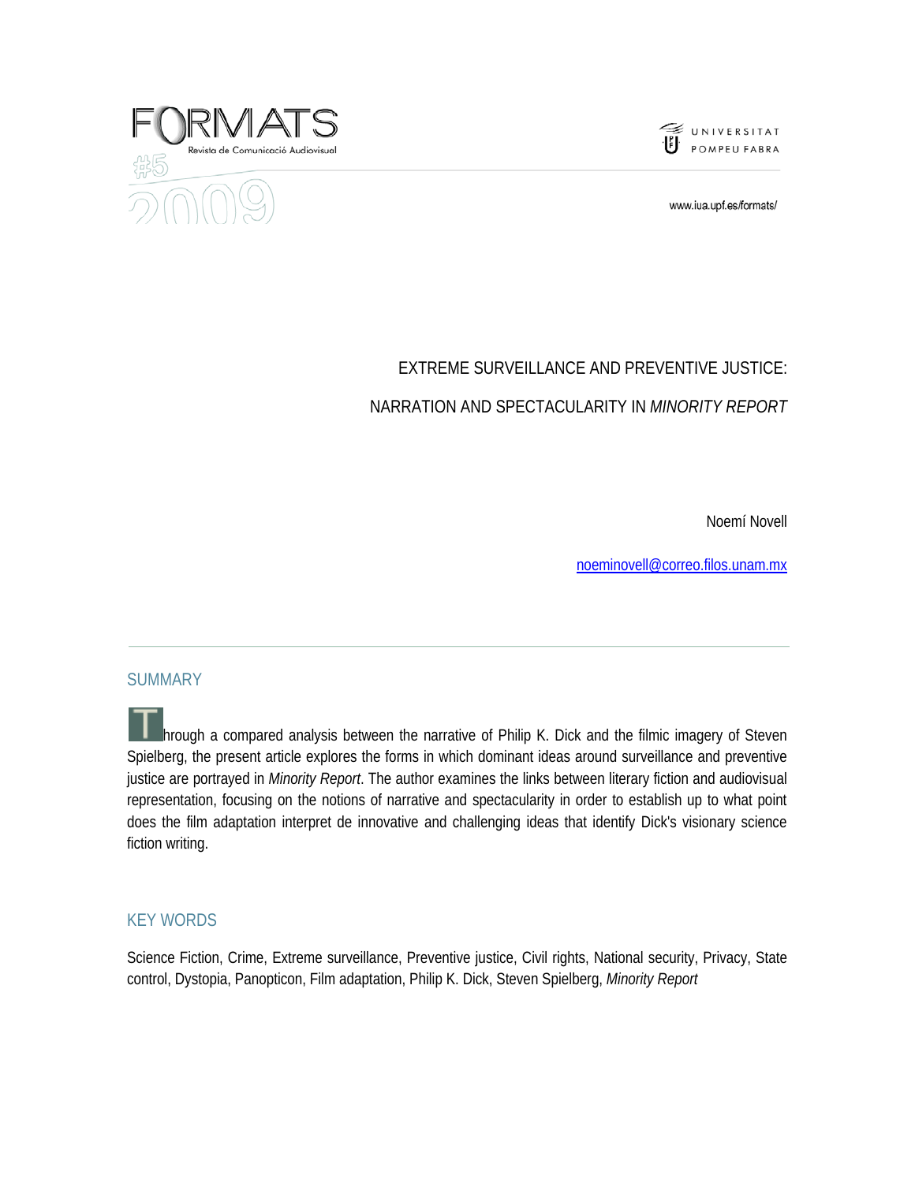# EXTREME SURVEILLANCE AND PREVENTIVE JUSTICE:

# NARRATION AND SPECTACULARITY IN *MINORITY REPORT*

Noemí Novell

noeminovell@correo.filos.unam.mx

## SUMMARY

Through a compared analysis between the narrative of Philip K. Dick and the filmic imagery of Steven Spielberg, the present article explores the forms in which dominant ideas around surveillance and preventive justice are portrayed in *Minority Report*. The author examines the links between literary fiction and audiovisual representation, focusing on the notions of narrative and spectacularity in order to establish up to what point does the film adaptation interpret de innovative and challenging ideas that identify Dick's visionary science fiction writing.

## KEY WORDS

Science Fiction, Crime, Extreme surveillance, Preventive justice, Civil rights, National security, Privacy, State control, Dystopia, Panopticon, Film adaptation, Philip K. Dick, Steven Spielberg, *Minority Report*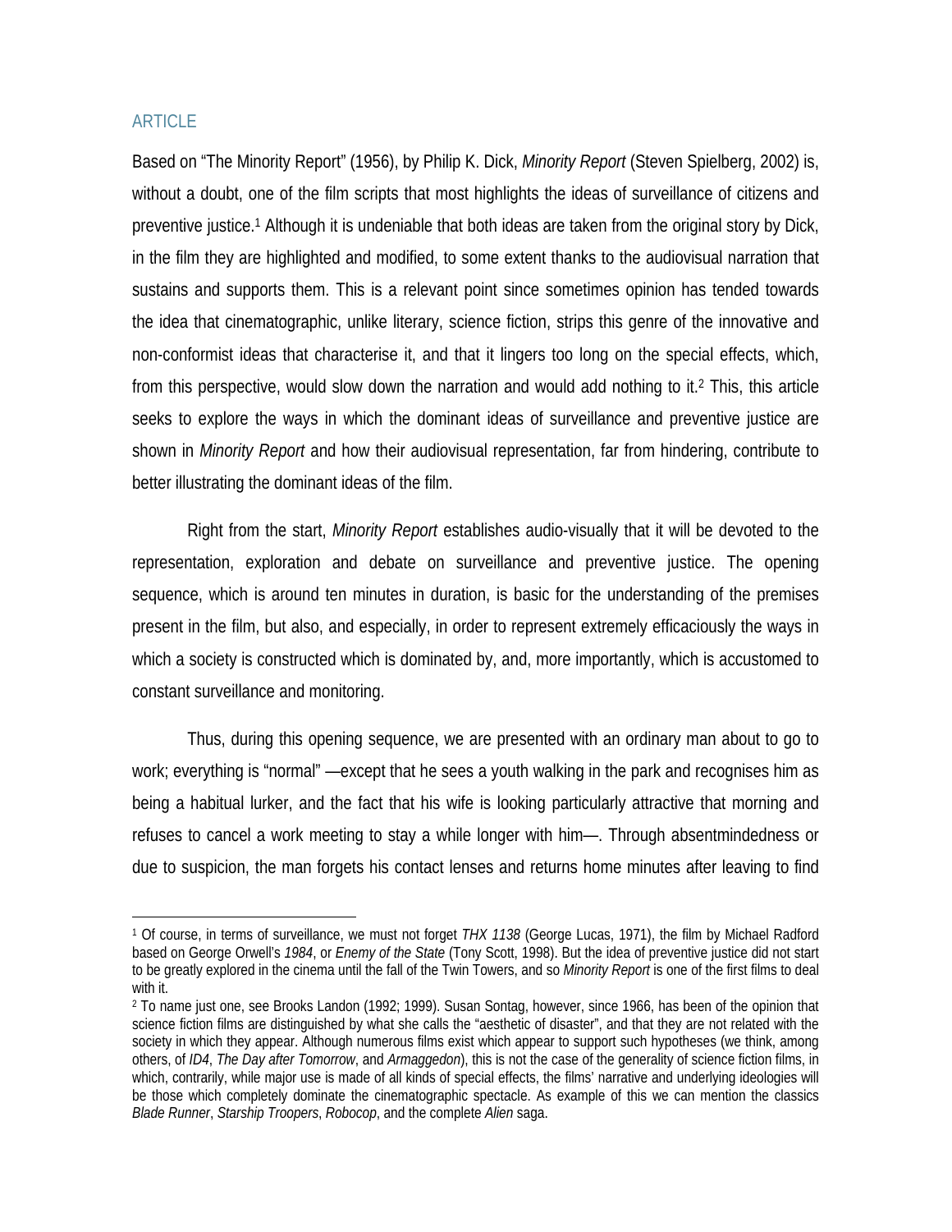## ARTICLE

Based on "The Minority Report" (1956), by Philip K. Dick, *Minority Report* (Steven Spielberg, 2002) is, without a doubt, one of the film scripts that most highlights the ideas of surveillance of citizens and preventive justice.[1] Although it is undeniable that both ideas are taken from the original story by Dick, in the film they are highlighted and modified, to some extent thanks to the audiovisual narration that sustains and supports them. This is a relevant point since sometimes opinion has tended towards the idea that cinematographic, unlike literary, science fiction, strips this genre of the innovative and non-conformist ideas that characterise it, and that it lingers too long on the special effects, which, from this perspective, would slow down the narration and would add nothing to it.[2] This, this article seeks to explore the ways in which the dominant ideas of surveillance and preventive justice are shown in *Minority Report* and how their audiovisual representation, far from hindering, contribute to better illustrating the dominant ideas of the film.

Right from the start, *Minority Report* establishes audio-visually that it will be devoted to the representation, exploration and debate on surveillance and preventive justice. The opening sequence, which is around ten minutes in duration, is basic for the understanding of the premises present in the film, but also, and especially, in order to represent extremely efficaciously the ways in which a society is constructed which is dominated by, and, more importantly, which is accustomed to constant surveillance and monitoring.

Thus, during this opening sequence, we are presented with an ordinary man about to go to work; everything is "normal" —except that he sees a youth walking in the park and recognises him as being a habitual lurker, and the fact that his wife is looking particularly attractive that morning and refuses to cancel a work meeting to stay a while longer with him—. Through absentmindedness or due to suspicion, the man forgets his contact lenses and returns home minutes after leaving to find

---

[1] Of course, in terms of surveillance, we must not forget *THX 1138* (George Lucas, 1971), the film by Michael Radford based on George Orwell's *1984*, or *Enemy of the State* (Tony Scott, 1998). But the idea of preventive justice did not start to be greatly explored in the cinema until the fall of the Twin Towers, and so *Minority Report* is one of the first films to deal with it.

[2] To name just one, see Brooks Landon (1992; 1999). Susan Sontag, however, since 1966, has been of the opinion that science fiction films are distinguished by what she calls the "aesthetic of disaster", and that they are not related with the society in which they appear. Although numerous films exist which appear to support such hypotheses (we think, among others, of *ID4*, *The Day after Tomorrow*, and *Armaggedon*), this is not the case of the generality of science fiction films, in which, contrarily, while major use is made of all kinds of special effects, the films' narrative and underlying ideologies will be those which completely dominate the cinematographic spectacle. As example of this we can mention the classics *Blade Runner*, *Starship Troopers*, *Robocop*, and the complete *Alien* saga.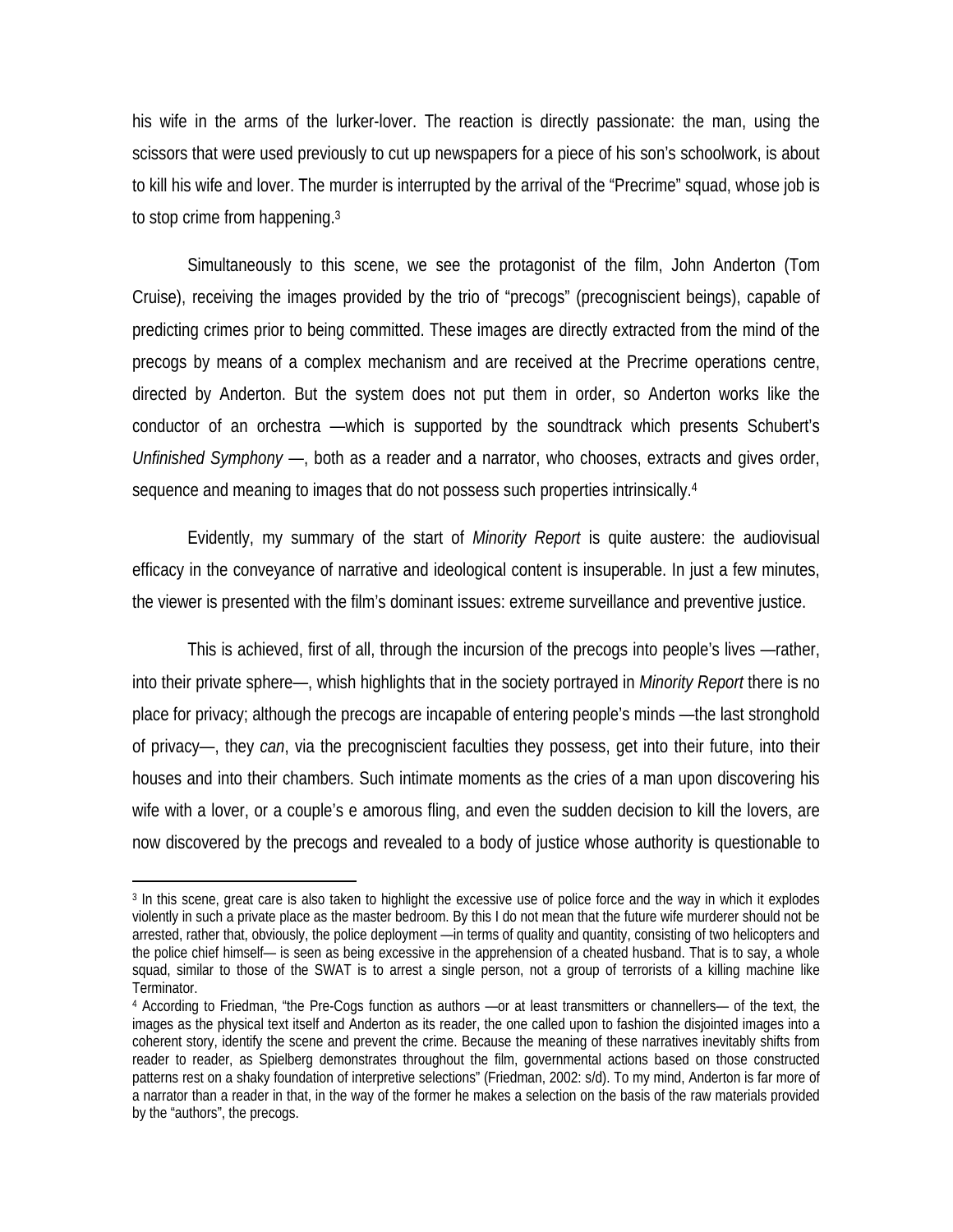his wife in the arms of the lurker-lover. The reaction is directly passionate: the man, using the scissors that were used previously to cut up newspapers for a piece of his son's schoolwork, is about to kill his wife and lover. The murder is interrupted by the arrival of the "Precrime" squad, whose job is to stop crime from happening.[3]

Simultaneously to this scene, we see the protagonist of the film, John Anderton (Tom Cruise), receiving the images provided by the trio of "precogs" (precogniscient beings), capable of predicting crimes prior to being committed. These images are directly extracted from the mind of the precogs by means of a complex mechanism and are received at the Precrime operations centre, directed by Anderton. But the system does not put them in order, so Anderton works like the conductor of an orchestra —which is supported by the soundtrack which presents Schubert's *Unfinished Symphony* —, both as a reader and a narrator, who chooses, extracts and gives order, sequence and meaning to images that do not possess such properties intrinsically.[4]

Evidently, my summary of the start of *Minority Report* is quite austere: the audiovisual efficacy in the conveyance of narrative and ideological content is insuperable. In just a few minutes, the viewer is presented with the film's dominant issues: extreme surveillance and preventive justice.

This is achieved, first of all, through the incursion of the precogs into people's lives —rather, into their private sphere—, whish highlights that in the society portrayed in *Minority Report* there is no place for privacy; although the precogs are incapable of entering people's minds —the last stronghold of privacy—, they *can*, via the precogniscient faculties they possess, get into their future, into their houses and into their chambers. Such intimate moments as the cries of a man upon discovering his wife with a lover, or a couple's e amorous fling, and even the sudden decision to kill the lovers, are now discovered by the precogs and revealed to a body of justice whose authority is questionable to

---

[3] In this scene, great care is also taken to highlight the excessive use of police force and the way in which it explodes violently in such a private place as the master bedroom. By this I do not mean that the future wife murderer should not be arrested, rather that, obviously, the police deployment —in terms of quality and quantity, consisting of two helicopters and the police chief himself— is seen as being excessive in the apprehension of a cheated husband. That is to say, a whole squad, similar to those of the SWAT is to arrest a single person, not a group of terrorists of a killing machine like Terminator.

[4] According to Friedman, "the Pre-Cogs function as authors —or at least transmitters or channellers— of the text, the images as the physical text itself and Anderton as its reader, the one called upon to fashion the disjointed images into a coherent story, identify the scene and prevent the crime. Because the meaning of these narratives inevitably shifts from reader to reader, as Spielberg demonstrates throughout the film, governmental actions based on those constructed patterns rest on a shaky foundation of interpretive selections" (Friedman, 2002: s/d). To my mind, Anderton is far more of a narrator than a reader in that, in the way of the former he makes a selection on the basis of the raw materials provided by the "authors", the precogs.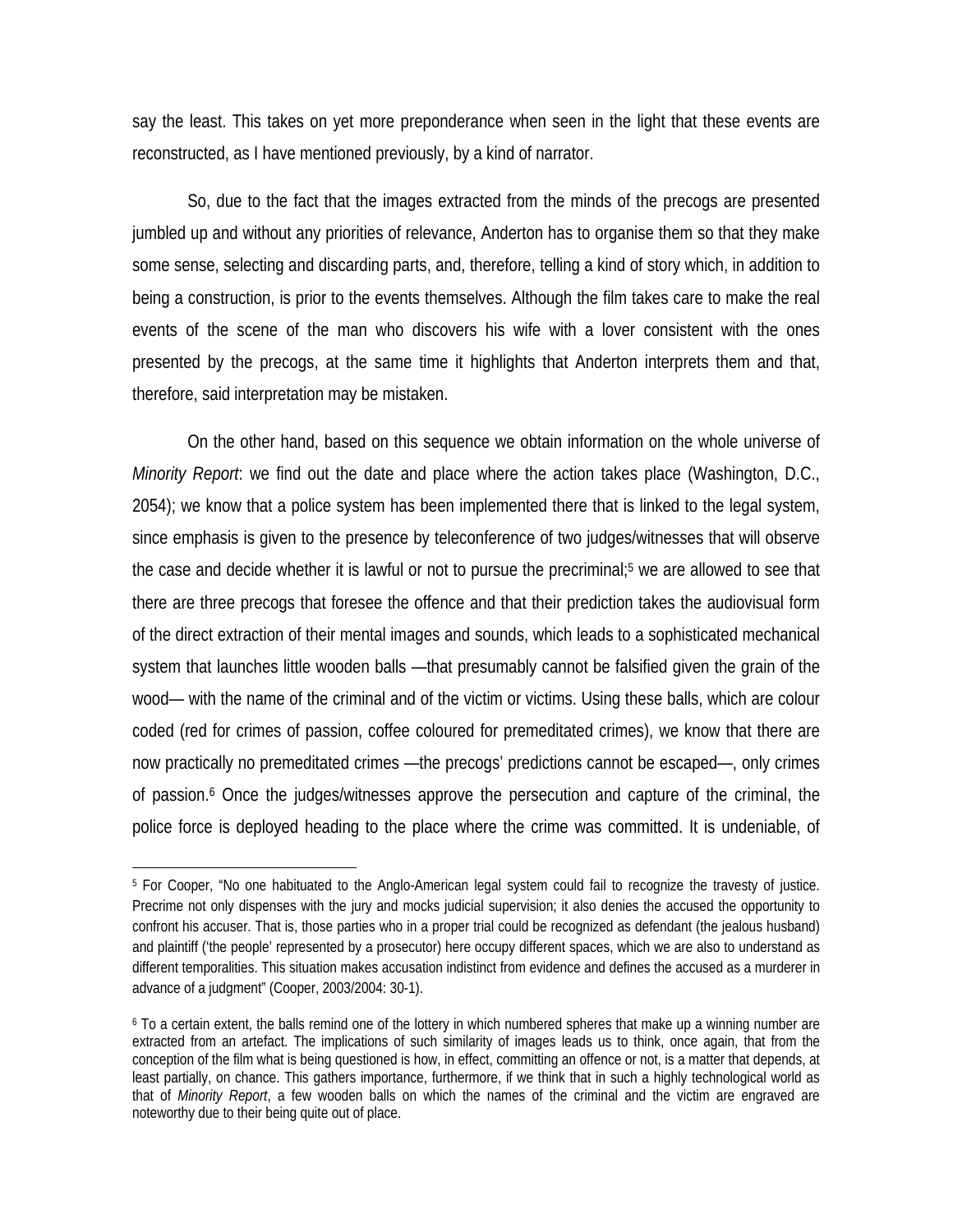say the least. This takes on yet more preponderance when seen in the light that these events are reconstructed, as I have mentioned previously, by a kind of narrator.

So, due to the fact that the images extracted from the minds of the precogs are presented jumbled up and without any priorities of relevance, Anderton has to organise them so that they make some sense, selecting and discarding parts, and, therefore, telling a kind of story which, in addition to being a construction, is prior to the events themselves. Although the film takes care to make the real events of the scene of the man who discovers his wife with a lover consistent with the ones presented by the precogs, at the same time it highlights that Anderton interprets them and that, therefore, said interpretation may be mistaken.

On the other hand, based on this sequence we obtain information on the whole universe of *Minority Report*: we find out the date and place where the action takes place (Washington, D.C., 2054); we know that a police system has been implemented there that is linked to the legal system, since emphasis is given to the presence by teleconference of two judges/witnesses that will observe the case and decide whether it is lawful or not to pursue the precriminal;[5] we are allowed to see that there are three precogs that foresee the offence and that their prediction takes the audiovisual form of the direct extraction of their mental images and sounds, which leads to a sophisticated mechanical system that launches little wooden balls —that presumably cannot be falsified given the grain of the wood— with the name of the criminal and of the victim or victims. Using these balls, which are colour coded (red for crimes of passion, coffee coloured for premeditated crimes), we know that there are now practically no premeditated crimes —the precogs' predictions cannot be escaped—, only crimes of passion.[6] Once the judges/witnesses approve the persecution and capture of the criminal, the police force is deployed heading to the place where the crime was committed. It is undeniable, of

---

[5] For Cooper, "No one habituated to the Anglo-American legal system could fail to recognize the travesty of justice. Precrime not only dispenses with the jury and mocks judicial supervision; it also denies the accused the opportunity to confront his accuser. That is, those parties who in a proper trial could be recognized as defendant (the jealous husband) and plaintiff ('the people' represented by a prosecutor) here occupy different spaces, which we are also to understand as different temporalities. This situation makes accusation indistinct from evidence and defines the accused as a murderer in advance of a judgment" (Cooper, 2003/2004: 30-1).

[6] To a certain extent, the balls remind one of the lottery in which numbered spheres that make up a winning number are extracted from an artefact. The implications of such similarity of images leads us to think, once again, that from the conception of the film what is being questioned is how, in effect, committing an offence or not, is a matter that depends, at least partially, on chance. This gathers importance, furthermore, if we think that in such a highly technological world as that of *Minority Report*, a few wooden balls on which the names of the criminal and the victim are engraved are noteworthy due to their being quite out of place.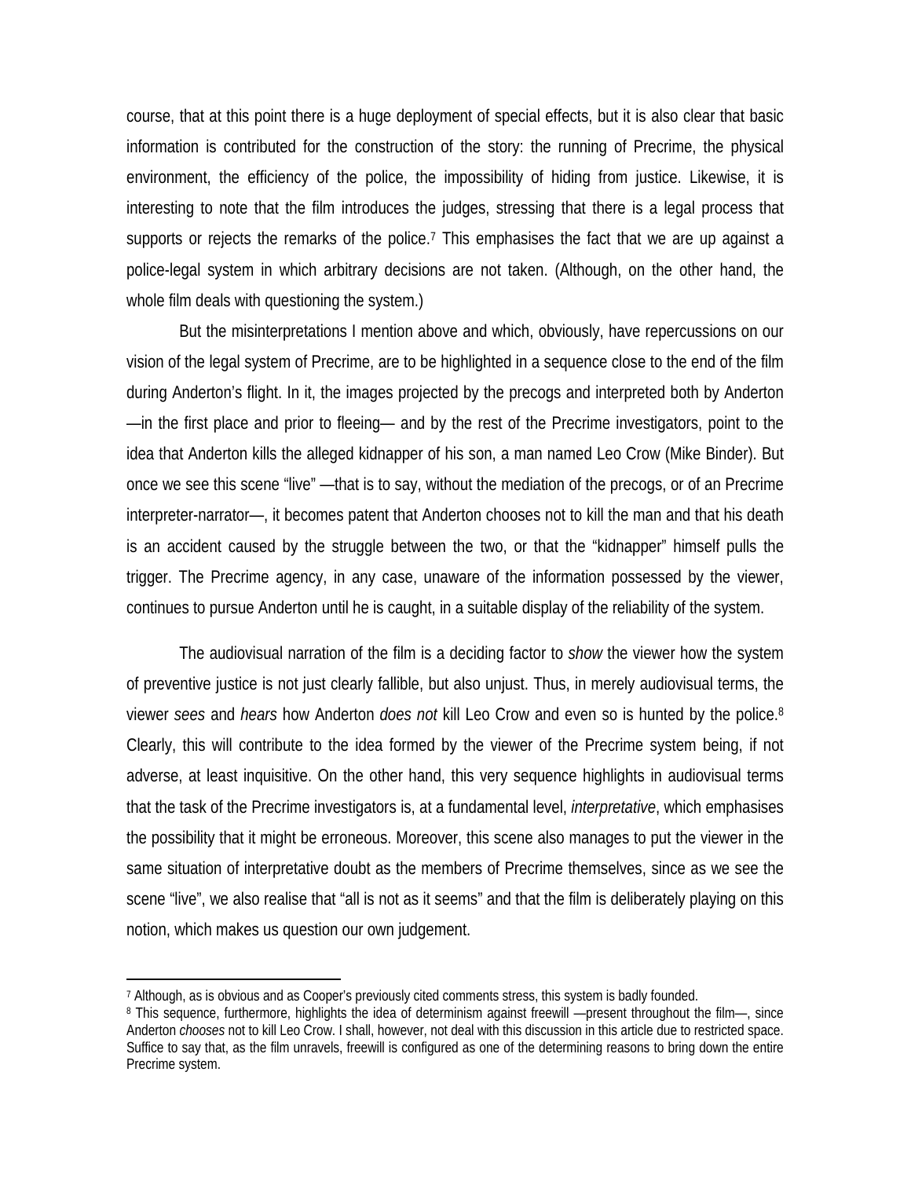course, that at this point there is a huge deployment of special effects, but it is also clear that basic information is contributed for the construction of the story: the running of Precrime, the physical environment, the efficiency of the police, the impossibility of hiding from justice. Likewise, it is interesting to note that the film introduces the judges, stressing that there is a legal process that supports or rejects the remarks of the police.[7] This emphasises the fact that we are up against a police-legal system in which arbitrary decisions are not taken. (Although, on the other hand, the whole film deals with questioning the system.)

But the misinterpretations I mention above and which, obviously, have repercussions on our vision of the legal system of Precrime, are to be highlighted in a sequence close to the end of the film during Anderton's flight. In it, the images projected by the precogs and interpreted both by Anderton —in the first place and prior to fleeing— and by the rest of the Precrime investigators, point to the idea that Anderton kills the alleged kidnapper of his son, a man named Leo Crow (Mike Binder). But once we see this scene "live" —that is to say, without the mediation of the precogs, or of an Precrime interpreter-narrator—, it becomes patent that Anderton chooses not to kill the man and that his death is an accident caused by the struggle between the two, or that the "kidnapper" himself pulls the trigger. The Precrime agency, in any case, unaware of the information possessed by the viewer, continues to pursue Anderton until he is caught, in a suitable display of the reliability of the system.

The audiovisual narration of the film is a deciding factor to *show* the viewer how the system of preventive justice is not just clearly fallible, but also unjust. Thus, in merely audiovisual terms, the viewer *sees* and *hears* how Anderton *does not* kill Leo Crow and even so is hunted by the police.[8] Clearly, this will contribute to the idea formed by the viewer of the Precrime system being, if not adverse, at least inquisitive. On the other hand, this very sequence highlights in audiovisual terms that the task of the Precrime investigators is, at a fundamental level, *interpretative*, which emphasises the possibility that it might be erroneous. Moreover, this scene also manages to put the viewer in the same situation of interpretative doubt as the members of Precrime themselves, since as we see the scene "live", we also realise that "all is not as it seems" and that the film is deliberately playing on this notion, which makes us question our own judgement.

---

[7] Although, as is obvious and as Cooper's previously cited comments stress, this system is badly founded.

[8] This sequence, furthermore, highlights the idea of determinism against freewill —present throughout the film—, since Anderton *chooses* not to kill Leo Crow. I shall, however, not deal with this discussion in this article due to restricted space. Suffice to say that, as the film unravels, freewill is configured as one of the determining reasons to bring down the entire Precrime system.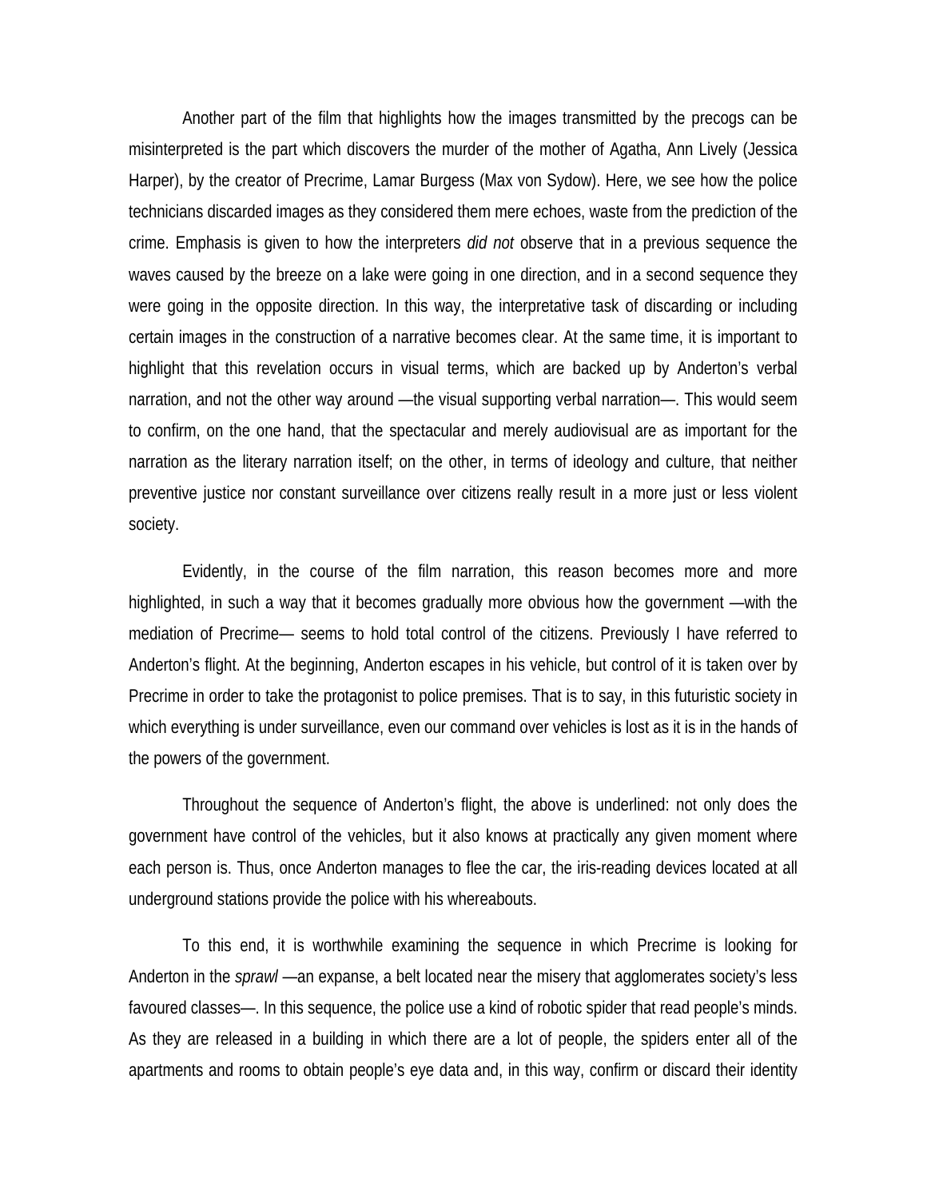Another part of the film that highlights how the images transmitted by the precogs can be misinterpreted is the part which discovers the murder of the mother of Agatha, Ann Lively (Jessica Harper), by the creator of Precrime, Lamar Burgess (Max von Sydow). Here, we see how the police technicians discarded images as they considered them mere echoes, waste from the prediction of the crime. Emphasis is given to how the interpreters *did not* observe that in a previous sequence the waves caused by the breeze on a lake were going in one direction, and in a second sequence they were going in the opposite direction. In this way, the interpretative task of discarding or including certain images in the construction of a narrative becomes clear. At the same time, it is important to highlight that this revelation occurs in visual terms, which are backed up by Anderton's verbal narration, and not the other way around —the visual supporting verbal narration—. This would seem to confirm, on the one hand, that the spectacular and merely audiovisual are as important for the narration as the literary narration itself; on the other, in terms of ideology and culture, that neither preventive justice nor constant surveillance over citizens really result in a more just or less violent society.

Evidently, in the course of the film narration, this reason becomes more and more highlighted, in such a way that it becomes gradually more obvious how the government —with the mediation of Precrime— seems to hold total control of the citizens. Previously I have referred to Anderton's flight. At the beginning, Anderton escapes in his vehicle, but control of it is taken over by Precrime in order to take the protagonist to police premises. That is to say, in this futuristic society in which everything is under surveillance, even our command over vehicles is lost as it is in the hands of the powers of the government.

Throughout the sequence of Anderton's flight, the above is underlined: not only does the government have control of the vehicles, but it also knows at practically any given moment where each person is. Thus, once Anderton manages to flee the car, the iris-reading devices located at all underground stations provide the police with his whereabouts.

To this end, it is worthwhile examining the sequence in which Precrime is looking for Anderton in the *sprawl* —an expanse, a belt located near the misery that agglomerates society's less favoured classes—. In this sequence, the police use a kind of robotic spider that read people's minds. As they are released in a building in which there are a lot of people, the spiders enter all of the apartments and rooms to obtain people's eye data and, in this way, confirm or discard their identity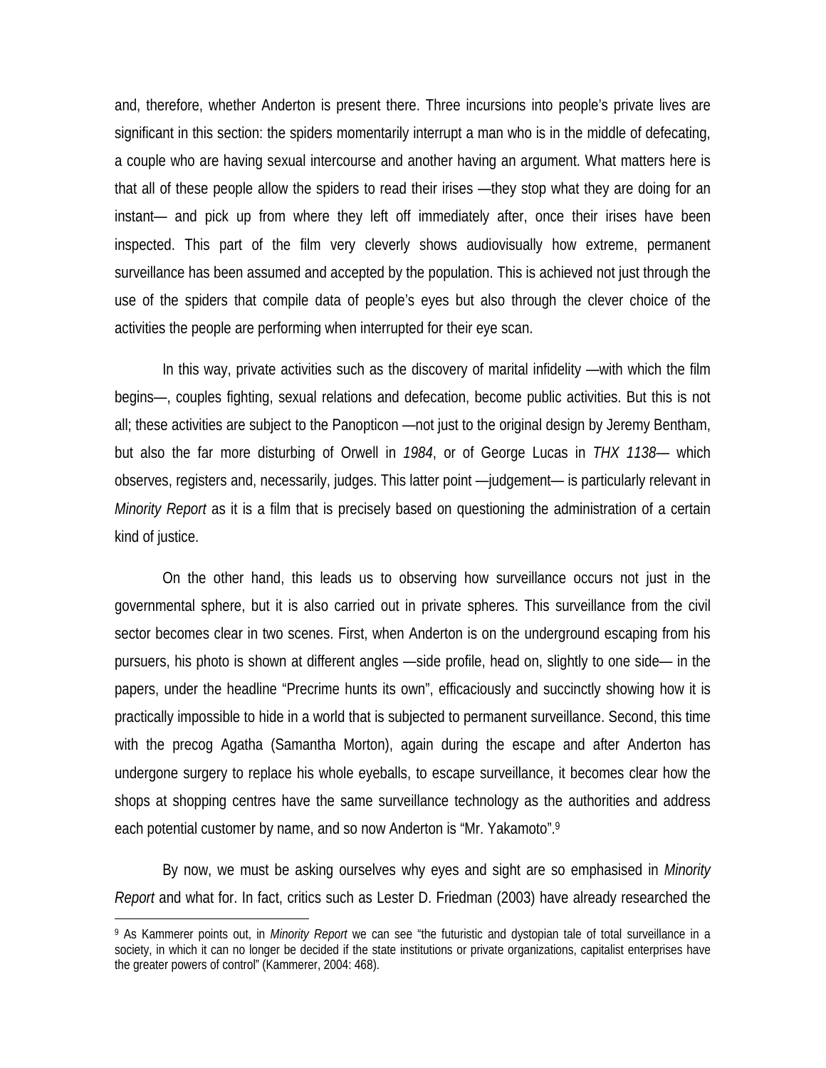and, therefore, whether Anderton is present there. Three incursions into people's private lives are significant in this section: the spiders momentarily interrupt a man who is in the middle of defecating, a couple who are having sexual intercourse and another having an argument. What matters here is that all of these people allow the spiders to read their irises —they stop what they are doing for an instant— and pick up from where they left off immediately after, once their irises have been inspected. This part of the film very cleverly shows audiovisually how extreme, permanent surveillance has been assumed and accepted by the population. This is achieved not just through the use of the spiders that compile data of people's eyes but also through the clever choice of the activities the people are performing when interrupted for their eye scan.

In this way, private activities such as the discovery of marital infidelity —with which the film begins—, couples fighting, sexual relations and defecation, become public activities. But this is not all; these activities are subject to the Panopticon —not just to the original design by Jeremy Bentham, but also the far more disturbing of Orwell in *1984*, or of George Lucas in *THX 1138*— which observes, registers and, necessarily, judges. This latter point —judgement— is particularly relevant in *Minority Report* as it is a film that is precisely based on questioning the administration of a certain kind of justice.

On the other hand, this leads us to observing how surveillance occurs not just in the governmental sphere, but it is also carried out in private spheres. This surveillance from the civil sector becomes clear in two scenes. First, when Anderton is on the underground escaping from his pursuers, his photo is shown at different angles —side profile, head on, slightly to one side— in the papers, under the headline "Precrime hunts its own", efficaciously and succinctly showing how it is practically impossible to hide in a world that is subjected to permanent surveillance. Second, this time with the precog Agatha (Samantha Morton), again during the escape and after Anderton has undergone surgery to replace his whole eyeballs, to escape surveillance, it becomes clear how the shops at shopping centres have the same surveillance technology as the authorities and address each potential customer by name, and so now Anderton is "Mr. Yakamoto".[9]

By now, we must be asking ourselves why eyes and sight are so emphasised in *Minority Report* and what for. In fact, critics such as Lester D. Friedman (2003) have already researched the

[9] As Kammerer points out, in *Minority Report* we can see "the futuristic and dystopian tale of total surveillance in a society, in which it can no longer be decided if the state institutions or private organizations, capitalist enterprises have the greater powers of control" (Kammerer, 2004: 468).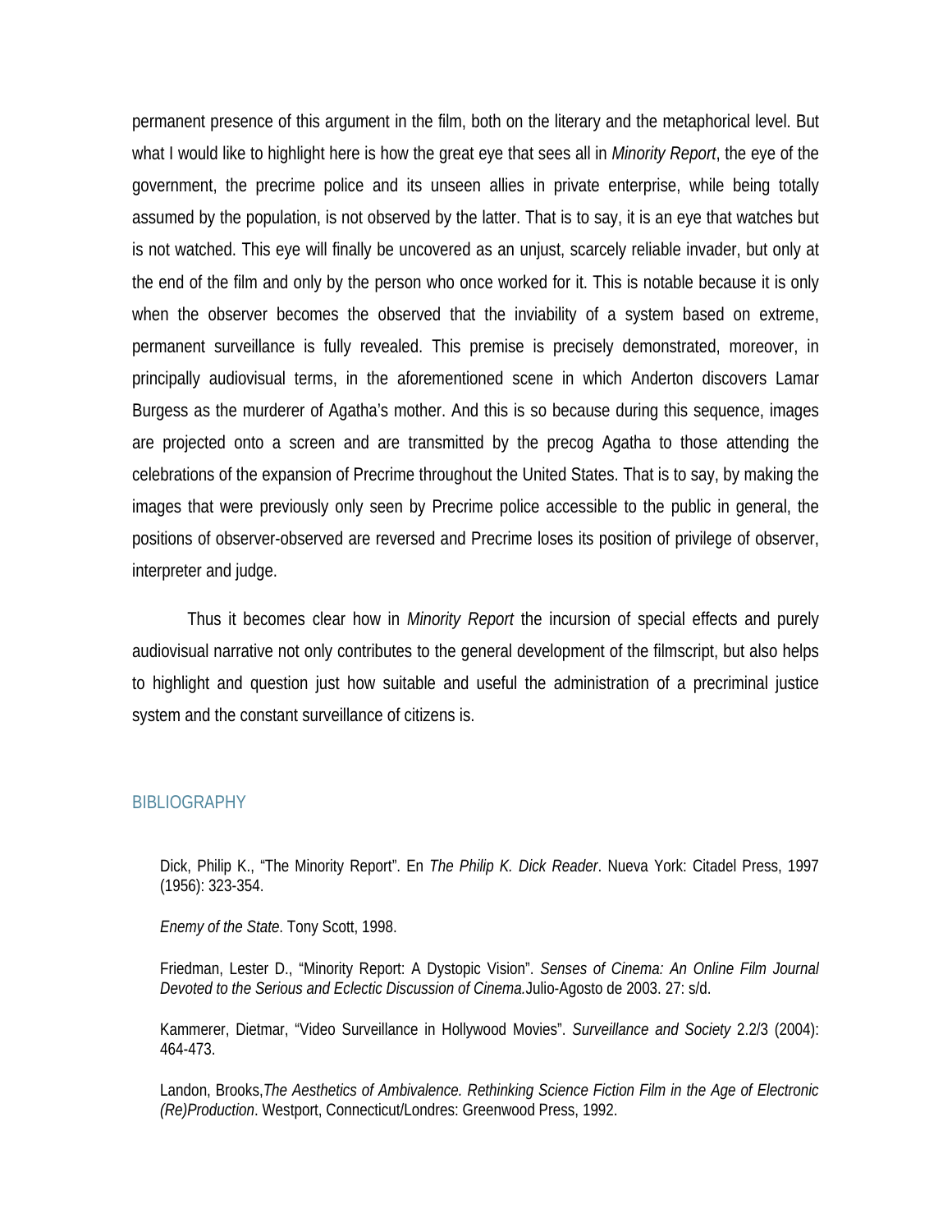permanent presence of this argument in the film, both on the literary and the metaphorical level. But what I would like to highlight here is how the great eye that sees all in *Minority Report*, the eye of the government, the precrime police and its unseen allies in private enterprise, while being totally assumed by the population, is not observed by the latter. That is to say, it is an eye that watches but is not watched. This eye will finally be uncovered as an unjust, scarcely reliable invader, but only at the end of the film and only by the person who once worked for it. This is notable because it is only when the observer becomes the observed that the inviability of a system based on extreme, permanent surveillance is fully revealed. This premise is precisely demonstrated, moreover, in principally audiovisual terms, in the aforementioned scene in which Anderton discovers Lamar Burgess as the murderer of Agatha's mother. And this is so because during this sequence, images are projected onto a screen and are transmitted by the precog Agatha to those attending the celebrations of the expansion of Precrime throughout the United States. That is to say, by making the images that were previously only seen by Precrime police accessible to the public in general, the positions of observer-observed are reversed and Precrime loses its position of privilege of observer, interpreter and judge.

Thus it becomes clear how in *Minority Report* the incursion of special effects and purely audiovisual narrative not only contributes to the general development of the filmscript, but also helps to highlight and question just how suitable and useful the administration of a precriminal justice system and the constant surveillance of citizens is.

## BIBLIOGRAPHY

Dick, Philip K., "The Minority Report". En *The Philip K. Dick Reader*. Nueva York: Citadel Press, 1997 (1956): 323-354.

*Enemy of the State*. Tony Scott, 1998.

Friedman, Lester D., "Minority Report: A Dystopic Vision". *Senses of Cinema: An Online Film Journal Devoted to the Serious and Eclectic Discussion of Cinema.* Julio-Agosto de 2003. 27: s/d.

Kammerer, Dietmar, "Video Surveillance in Hollywood Movies". *Surveillance and Society* 2.2/3 (2004): 464-473.

Landon, Brooks, *The Aesthetics of Ambivalence. Rethinking Science Fiction Film in the Age of Electronic (Re)Production*. Westport, Connecticut/Londres: Greenwood Press, 1992.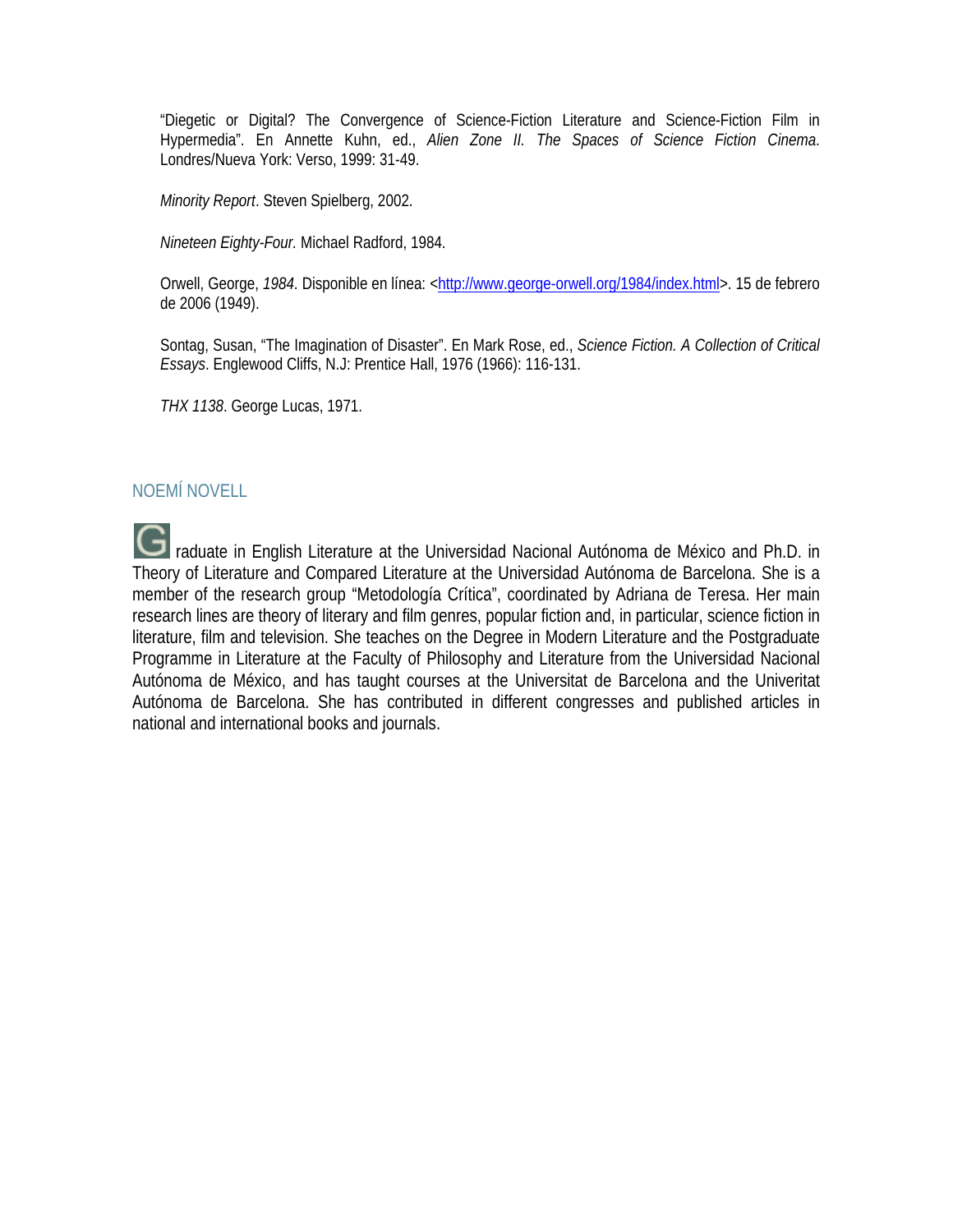"Diegetic or Digital? The Convergence of Science-Fiction Literature and Science-Fiction Film in Hypermedia". En Annette Kuhn, ed., *Alien Zone II. The Spaces of Science Fiction Cinema*. Londres/Nueva York: Verso, 1999: 31-49.

*Minority Report*. Steven Spielberg, 2002.

*Nineteen Eighty-Four.* Michael Radford, 1984.

Orwell, George, *1984*. Disponible en línea: <http://www.george-orwell.org/1984/index.html>. 15 de febrero de 2006 (1949).

Sontag, Susan, "The Imagination of Disaster". En Mark Rose, ed., *Science Fiction. A Collection of Critical Essays*. Englewood Cliffs, N.J: Prentice Hall, 1976 (1966): 116-131.

*THX 1138*. George Lucas, 1971.

## NOEMÍ NOVELL

Graduate in English Literature at the Universidad Nacional Autónoma de México and Ph.D. in Theory of Literature and Compared Literature at the Universidad Autónoma de Barcelona. She is a member of the research group "Metodología Crítica", coordinated by Adriana de Teresa. Her main research lines are theory of literary and film genres, popular fiction and, in particular, science fiction in literature, film and television. She teaches on the Degree in Modern Literature and the Postgraduate Programme in Literature at the Faculty of Philosophy and Literature from the Universidad Nacional Autónoma de México, and has taught courses at the Universitat de Barcelona and the Univeritat Autónoma de Barcelona. She has contributed in different congresses and published articles in national and international books and journals.